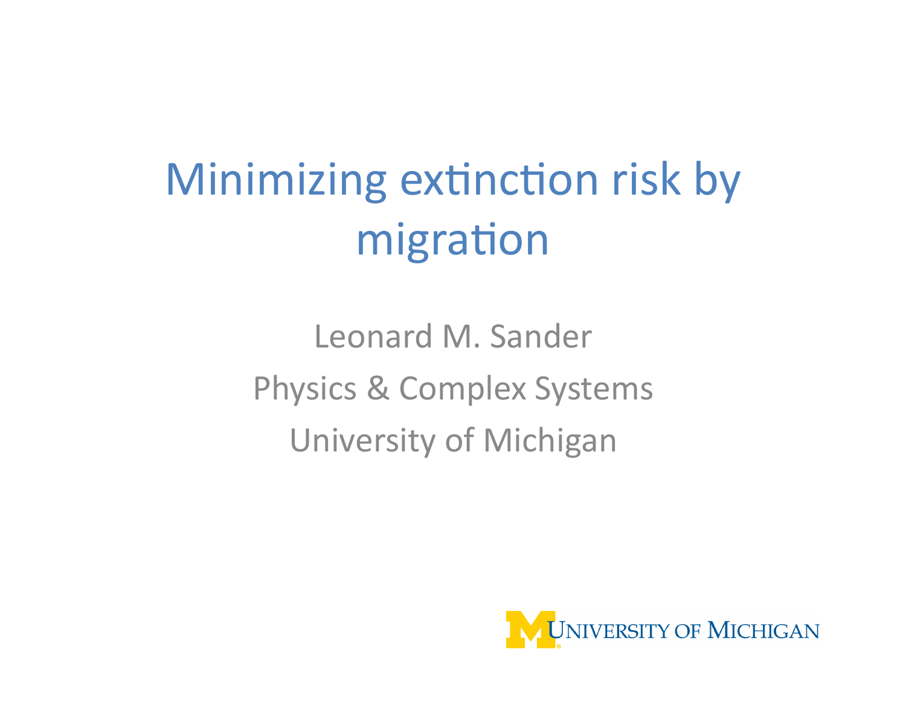# Minimizing extinction risk by migration

Leonard M. Sander

Physics & Complex Systems

University of Michigan

UNIVERSITY OF MICHIGAN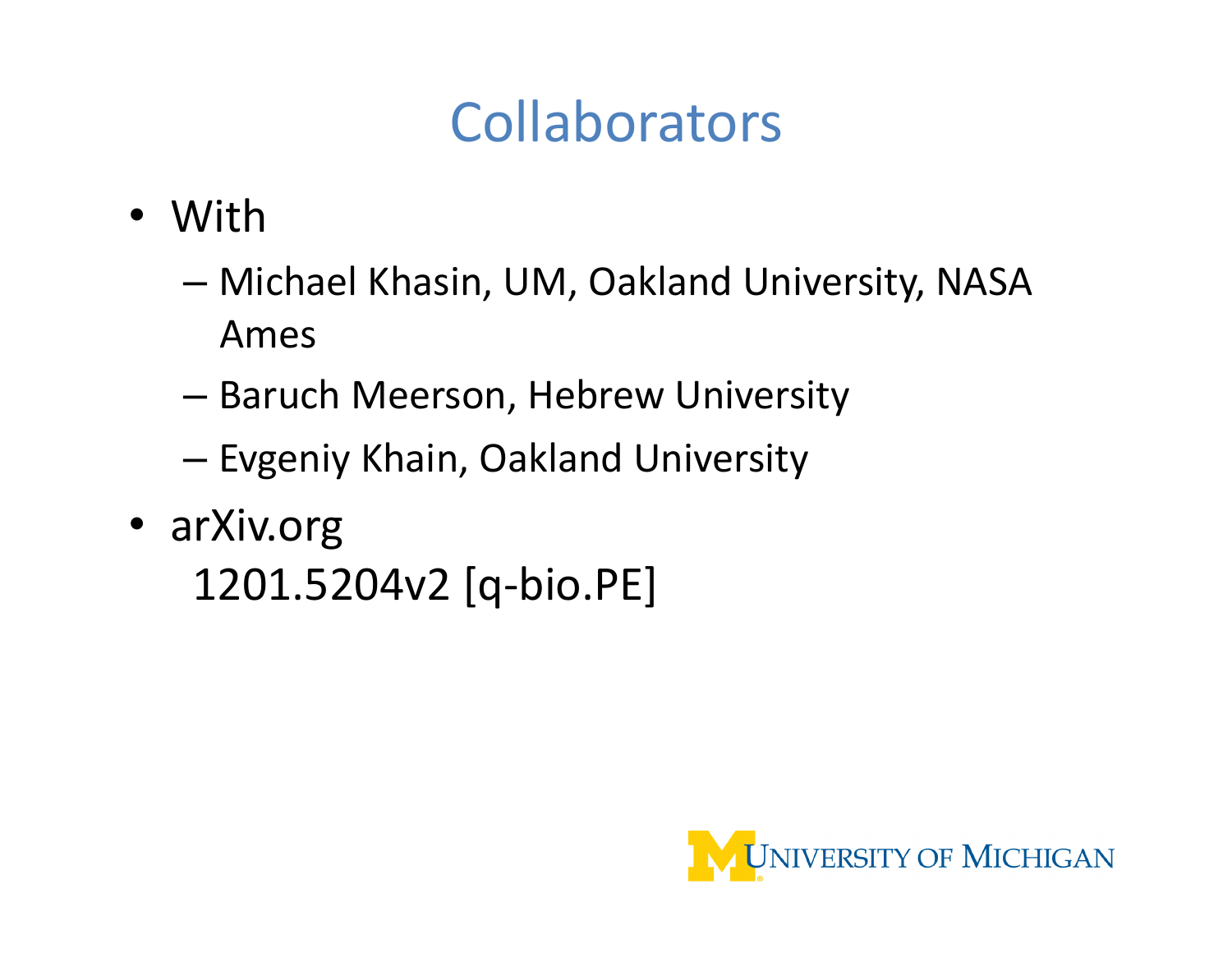# Collaborators

- With
  - Michael Khasin, UM, Oakland University, NASA Ames
  - Baruch Meerson, Hebrew University
  - Evgeniy Khain, Oakland University
- arXiv.org
  1201.5204v2 [q-bio.PE]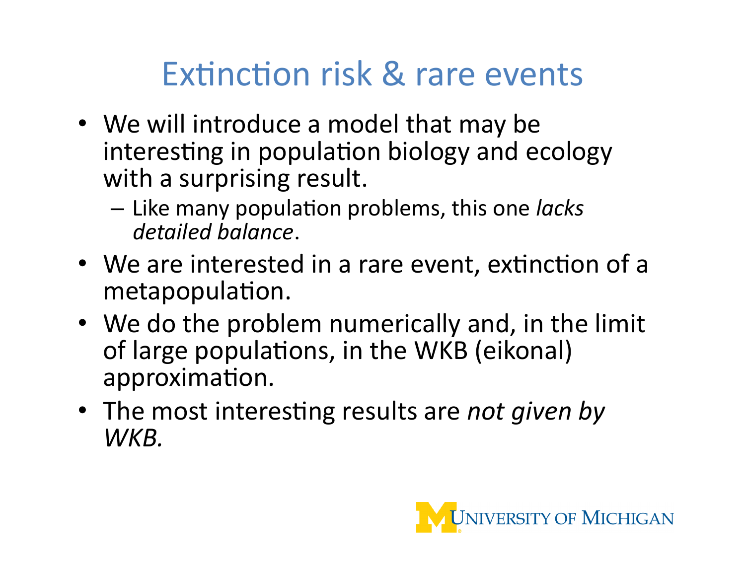# Extinction risk & rare events

- We will introduce a model that may be interesting in population biology and ecology with a surprising result.
  - Like many population problems, this one *lacks detailed balance*.
- We are interested in a rare event, extinction of a metapopulation.
- We do the problem numerically and, in the limit of large populations, in the WKB (eikonal) approximation.
- The most interesting results are *not given by WKB.*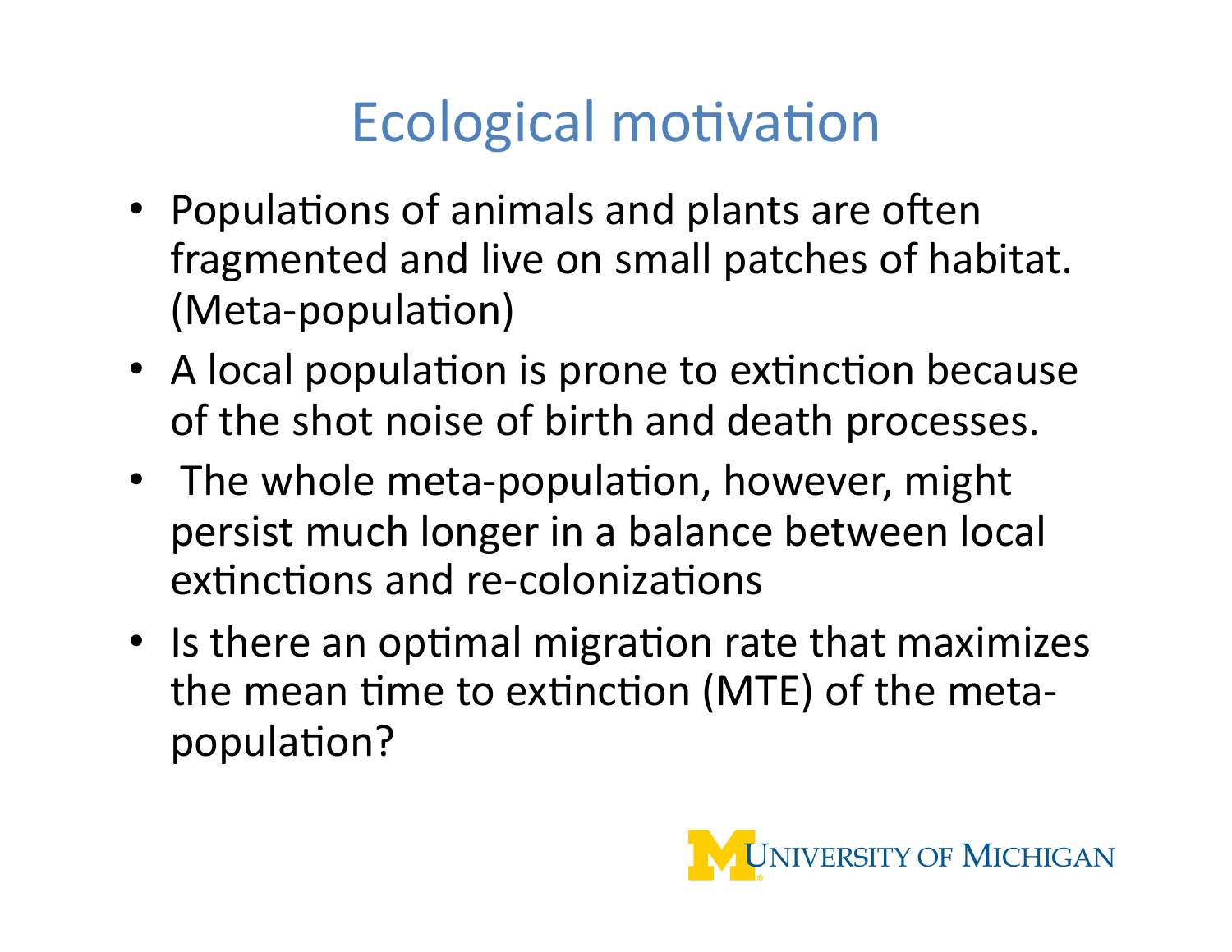# Ecological motivation

- Populations of animals and plants are often fragmented and live on small patches of habitat. (Meta-population)
- A local population is prone to extinction because of the shot noise of birth and death processes.
- The whole meta-population, however, might persist much longer in a balance between local extinctions and re-colonizations
- Is there an optimal migration rate that maximizes the mean time to extinction (MTE) of the meta-population?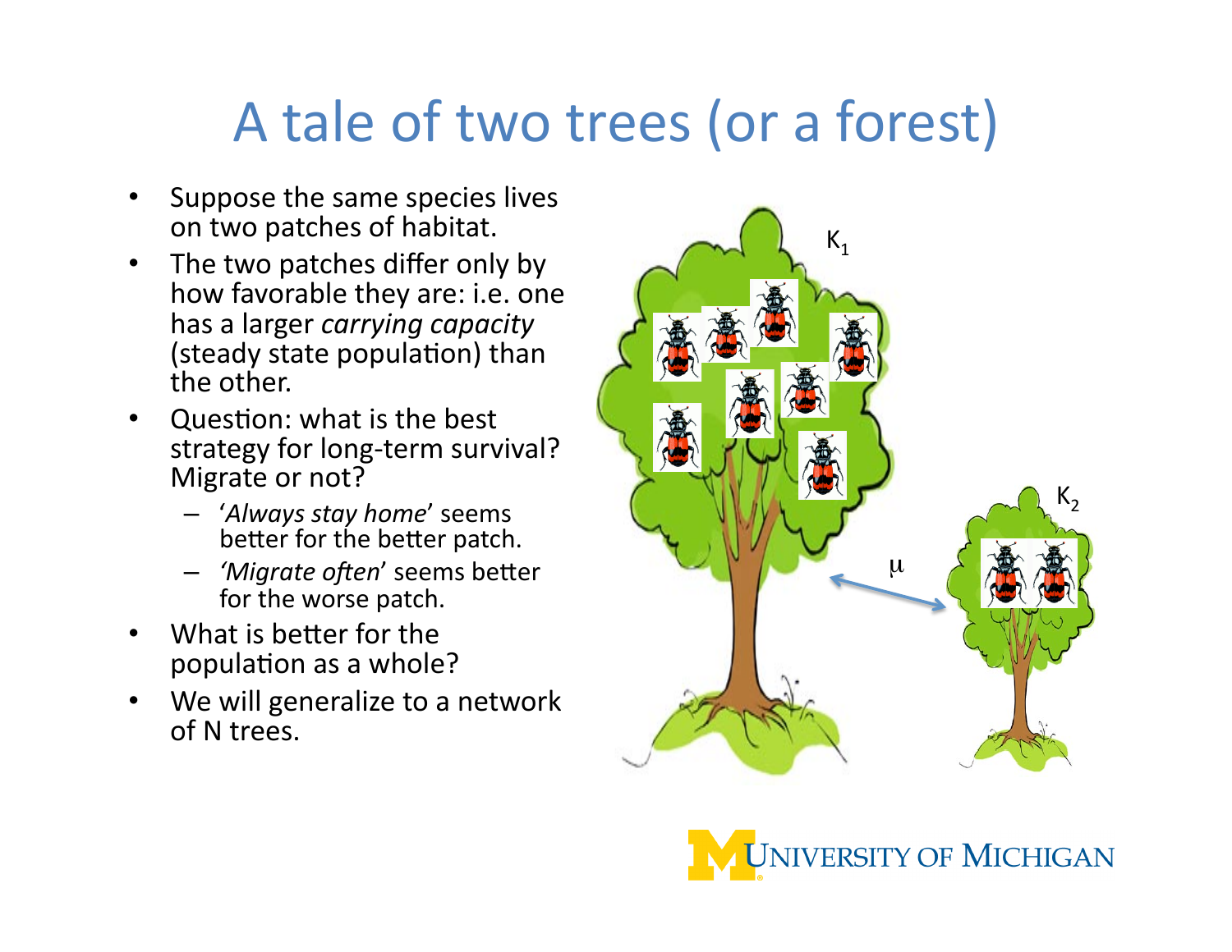# A tale of two trees (or a forest)

- Suppose the same species lives on two patches of habitat.
- The two patches differ only by how favorable they are: i.e. one has a larger *carrying capacity* (steady state population) than the other.
- Question: what is the best strategy for long-term survival? Migrate or not?
  - '*Always stay home*' seems better for the better patch.
  - *'Migrate often*' seems better for the worse patch.
- What is better for the population as a whole?
- We will generalize to a network of N trees.

$K_1$

$K_2$

$\mu$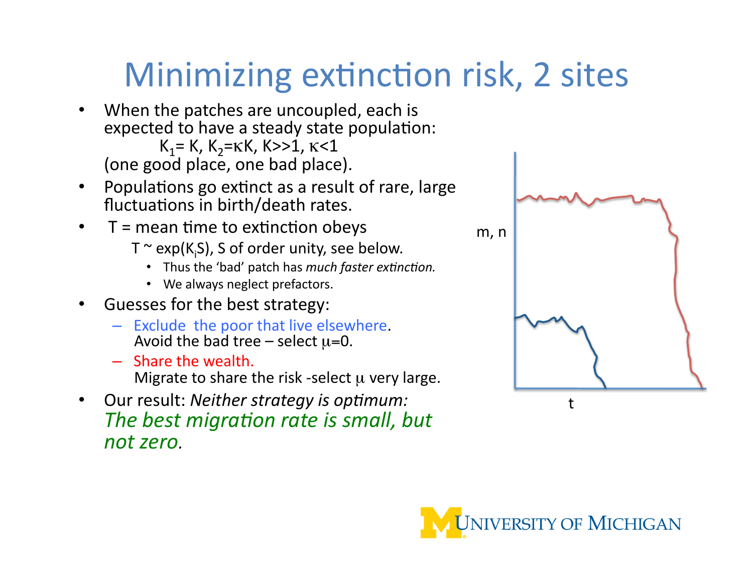# Minimizing extinction risk, 2 sites

- When the patches are uncoupled, each is expected to have a steady state population:

  $K_1 = K$, $K_2 = \kappa K$, $K >> 1$, $\kappa < 1$

  (one good place, one bad place).
- Populations go extinct as a result of rare, large fluctuations in birth/death rates.
- T = mean time to extinction obeys

  $T \sim \exp(K_i S)$, S of order unity, see below.
  - Thus the 'bad' patch has *much faster extinction.*
  - We always neglect prefactors.
- Guesses for the best strategy:
  - Exclude the poor that live elsewhere. Avoid the bad tree – select $\mu=0$.
  - Share the wealth. Migrate to share the risk -select $\mu$ very large.
- Our result: *Neither strategy is optimum:* *The best migration rate is small, but not zero.*

m, n

t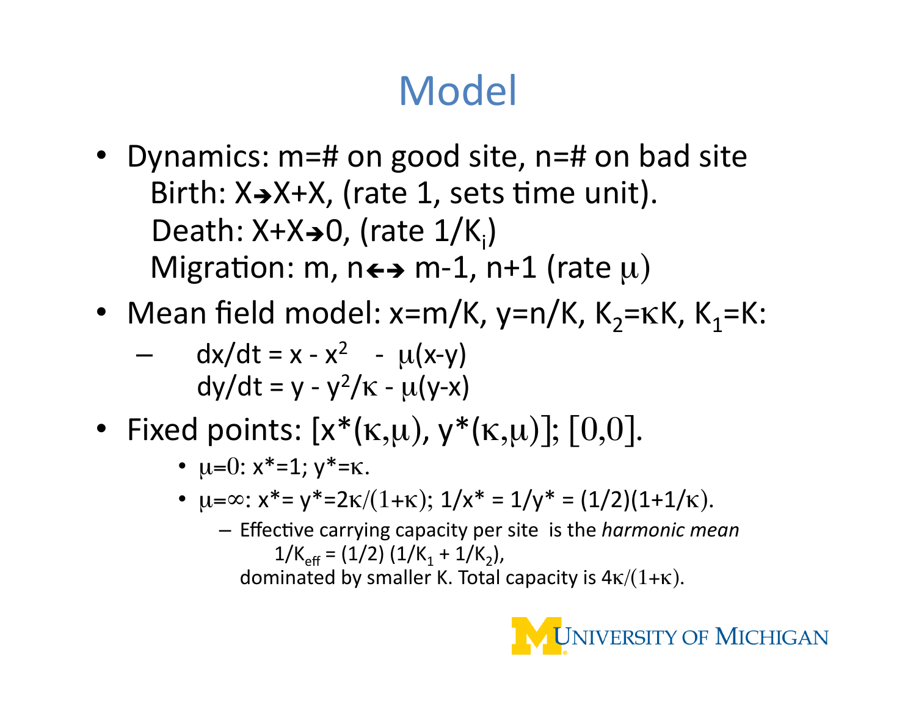# Model

- Dynamics: m=# on good site, n=# on bad site
  Birth: $X \rightarrow X+X$, (rate 1, sets time unit).
  Death: $X+X \rightarrow 0$, (rate $1/K_i$)
  Migration: $m, n \leftrightarrow m-1, n+1$ (rate $\mu$)
- Mean field model: $x=m/K$, $y=n/K$, $K_2=\kappa K$, $K_1=K$:
  - $$dx/dt = x - x^2 - \mu(x-y)$$
    $$dy/dt = y - y^2/\kappa - \mu(y-x)$$
- Fixed points: $[x^*(\kappa,\mu), y^*(\kappa,\mu)]$; $[0,0]$.
  - $\mu=0$: $x^*=1$; $y^*=\kappa$.
  - $\mu=\infty$: $x^*= y^*=2\kappa/(1+\kappa)$; $1/x^* = 1/y^* = (1/2)(1+1/\kappa)$.
    - Effective carrying capacity per site is the *harmonic mean*
      $1/K_{eff} = (1/2)(1/K_1 + 1/K_2)$,
      dominated by smaller K. Total capacity is $4\kappa/(1+\kappa)$.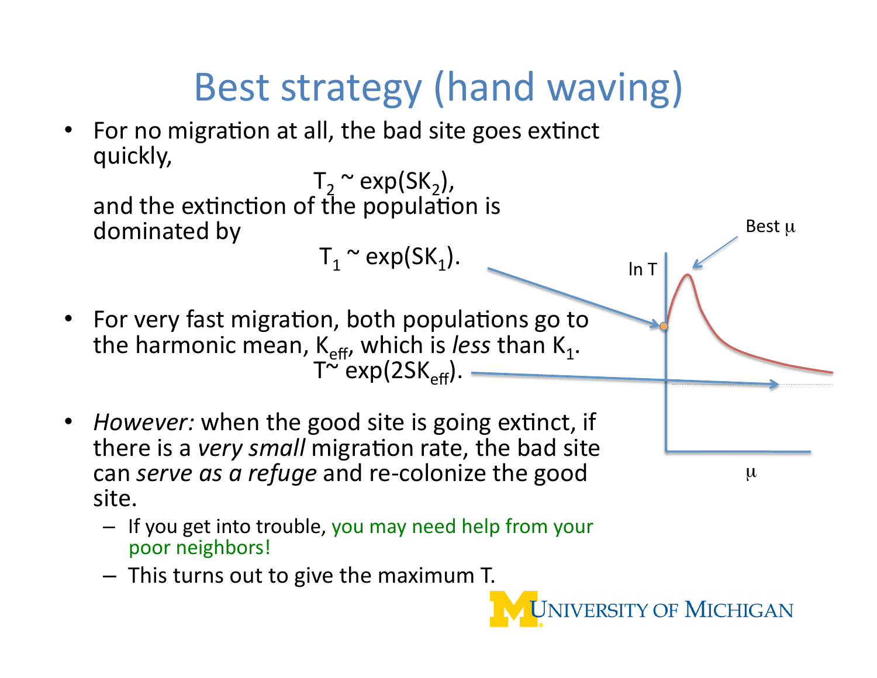# Best strategy (hand waving)

- For no migration at all, the bad site goes extinct quickly,

$$T_2 \sim \exp(SK_2),$$

and the extinction of the population is dominated by

$$T_1 \sim \exp(SK_1).$$

- For very fast migration, both populations go to the harmonic mean, $K_{eff}$, which is *less* than $K_1$.

$$T \sim \exp(2SK_{eff}).$$

- *However:* when the good site is going extinct, if there is a *very small* migration rate, the bad site can *serve as a refuge* and re-colonize the good site.
  - If you get into trouble, you may need help from your poor neighbors!
  - This turns out to give the maximum T.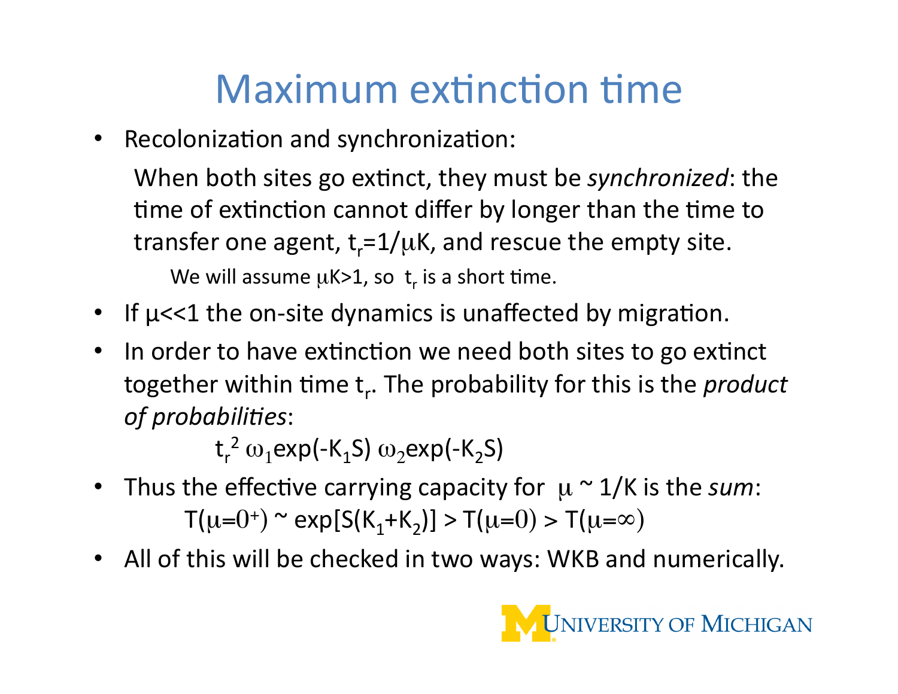# Maximum extinction time

- Recolonization and synchronization:

  When both sites go extinct, they must be *synchronized*: the time of extinction cannot differ by longer than the time to transfer one agent, $t_r=1/\mu K$, and rescue the empty site.

  We will assume $\mu K>1$, so $t_r$ is a short time.

- If $\mu<<1$ the on-site dynamics is unaffected by migration.
- In order to have extinction we need both sites to go extinct together within time $t_r$. The probability for this is the *product of probabilities*:

  $$t_r^2 \, \omega_1 \exp(-K_1 S) \, \omega_2 \exp(-K_2 S)$$

- Thus the effective carrying capacity for $\mu \sim 1/K$ is the *sum*:

  $$T(\mu=0^+) \sim \exp[S(K_1+K_2)] > T(\mu=0) > T(\mu=\infty)$$

- All of this will be checked in two ways: WKB and numerically.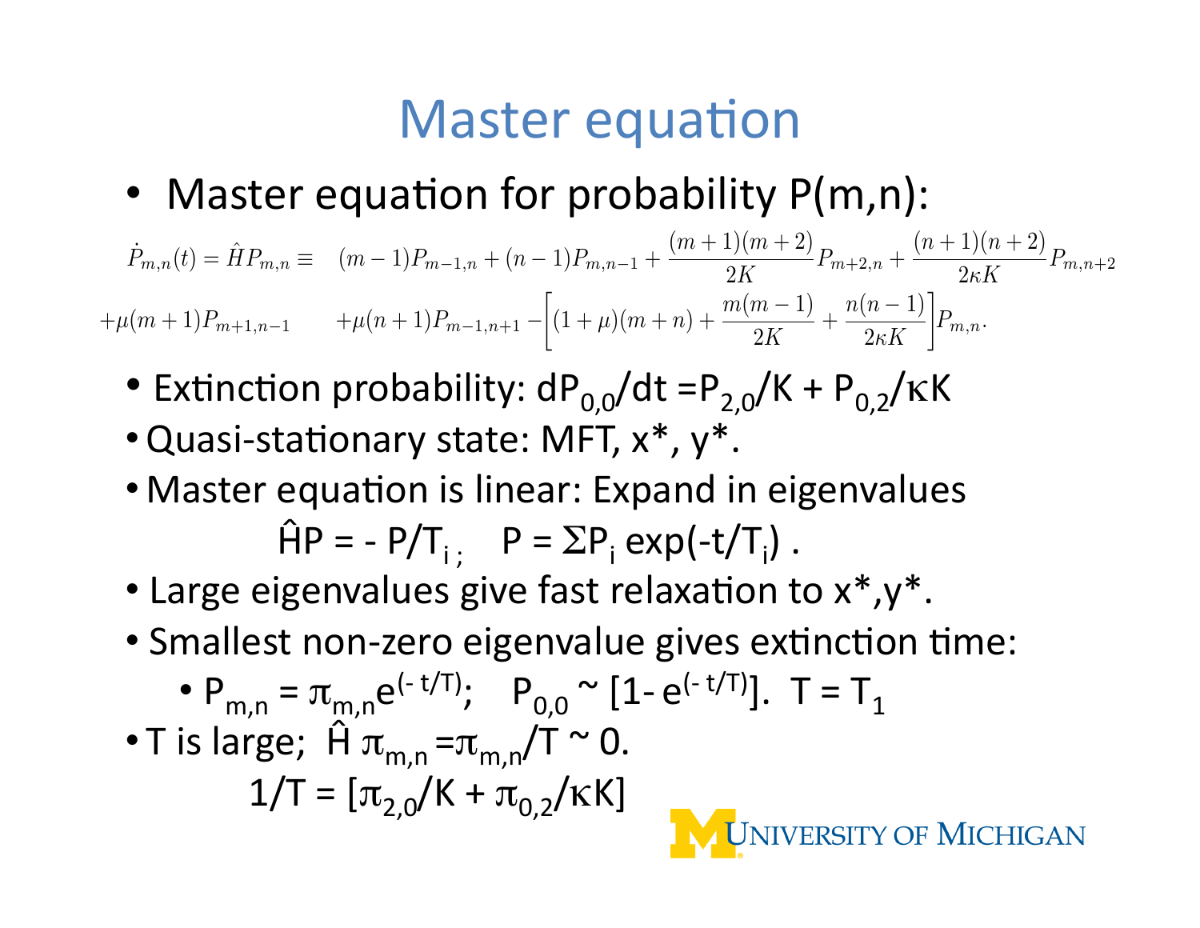# Master equation

- Master equation for probability P(m,n):

$$\dot{P}_{m,n}(t) = \hat{H} P_{m,n} \equiv \quad (m-1)P_{m-1,n} + (n-1)P_{m,n-1} + \frac{(m+1)(m+2)}{2K} P_{m+2,n} + \frac{(n+1)(n+2)}{2\kappa K} P_{m,n+2}$$

$$+\mu(m+1)P_{m+1,n-1} \qquad +\mu(n+1)P_{m-1,n+1} - \left[(1+\mu)(m+n) + \frac{m(m-1)}{2K} + \frac{n(n-1)}{2\kappa K}\right] P_{m,n}.$$

- Extinction probability: $dP_{0,0}/dt = P_{2,0}/K + P_{0,2}/\kappa K$
- Quasi-stationary state: MFT, $x^*$, $y^*$.
- Master equation is linear: Expand in eigenvalues

  $$\hat{H}P = -P/T_i ; \quad P = \Sigma P_i \exp(-t/T_i) .$$

- Large eigenvalues give fast relaxation to $x^*, y^*$.
- Smallest non-zero eigenvalue gives extinction time:
  - $P_{m,n} = \pi_{m,n} e^{(-t/T)}$; $\quad P_{0,0} \sim [1 - e^{(-t/T)}]$. $\; T = T_1$
- T is large; $\hat{H}\, \pi_{m,n} = \pi_{m,n}/T \sim 0$.

  $$1/T = [\pi_{2,0}/K + \pi_{0,2}/\kappa K]$$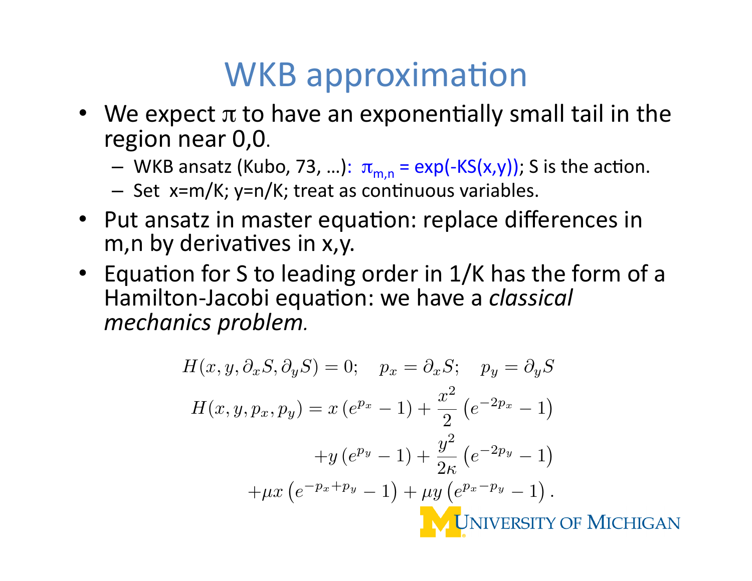# WKB approximation

- We expect $\pi$ to have an exponentially small tail in the region near 0,0.
  - WKB ansatz (Kubo, 73, …): $\pi_{m,n} = \exp(-KS(x,y))$; S is the action.
  - Set $x=m/K$; $y=n/K$; treat as continuous variables.
- Put ansatz in master equation: replace differences in m,n by derivatives in x,y.
- Equation for S to leading order in 1/K has the form of a Hamilton-Jacobi equation: we have a *classical mechanics problem.*

$$H(x, y, \partial_x S, \partial_y S) = 0; \quad p_x = \partial_x S; \quad p_y = \partial_y S$$

$$H(x, y, p_x, p_y) = x\left(e^{p_x} - 1\right) + \frac{x^2}{2}\left(e^{-2p_x} - 1\right)$$

$$+y\left(e^{p_y} - 1\right) + \frac{y^2}{2\kappa}\left(e^{-2p_y} - 1\right)$$

$$+\mu x\left(e^{-p_x+p_y} - 1\right) + \mu y\left(e^{p_x-p_y} - 1\right).$$

UNIVERSITY OF MICHIGAN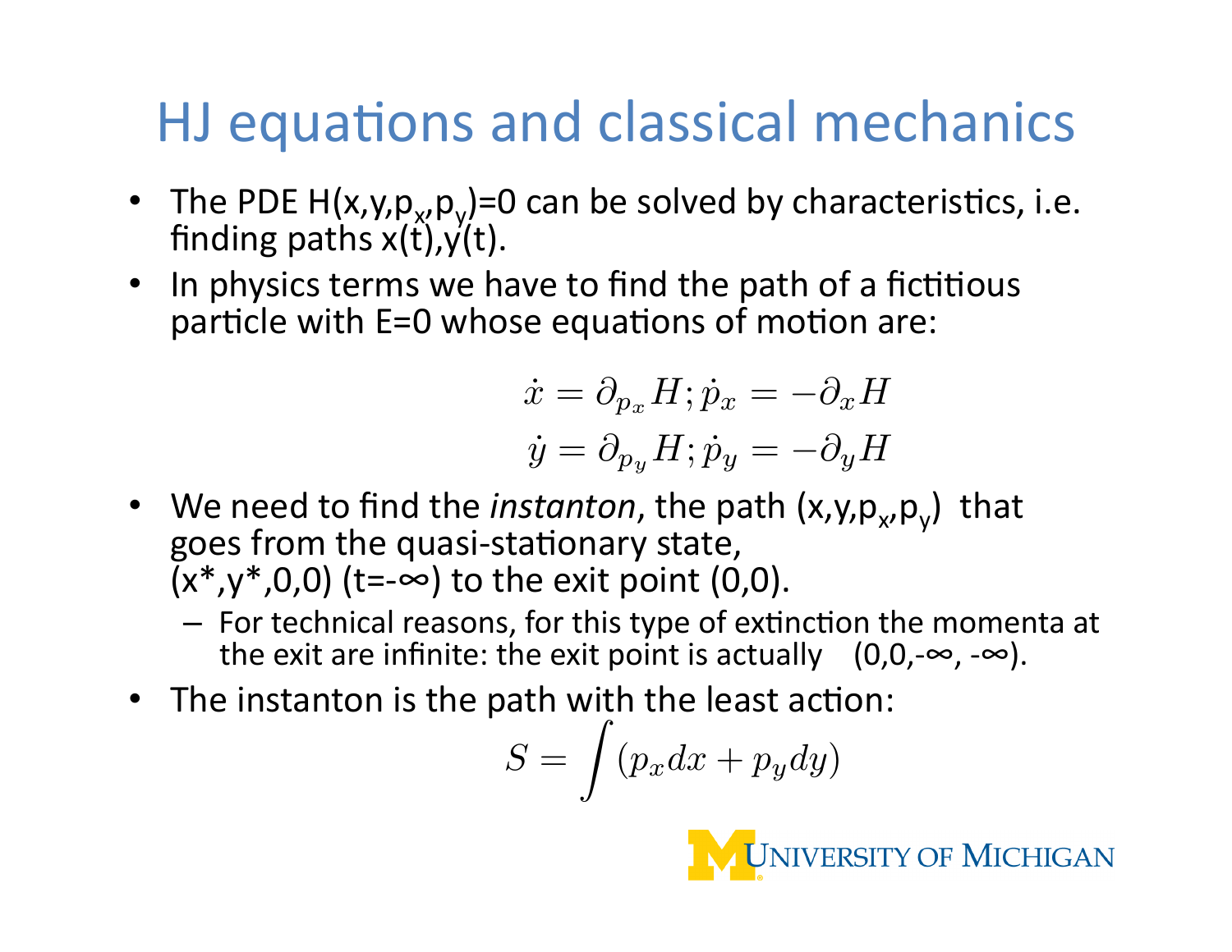# HJ equations and classical mechanics

- The PDE $H(x,y,p_x,p_y)=0$ can be solved by characteristics, i.e. finding paths $x(t),y(t)$.
- In physics terms we have to find the path of a fictitious particle with E=0 whose equations of motion are:

$$\dot{x} = \partial_{p_x} H; \dot{p}_x = -\partial_x H$$
$$\dot{y} = \partial_{p_y} H; \dot{p}_y = -\partial_y H$$

- We need to find the *instanton*, the path $(x,y,p_x,p_y)$ that goes from the quasi-stationary state, $(x^*,y^*,0,0)$ ($t=-\infty$) to the exit point (0,0).
  - For technical reasons, for this type of extinction the momenta at the exit are infinite: the exit point is actually $(0,0,-\infty,-\infty)$.
- The instanton is the path with the least action:

$$S = \int (p_x dx + p_y dy)$$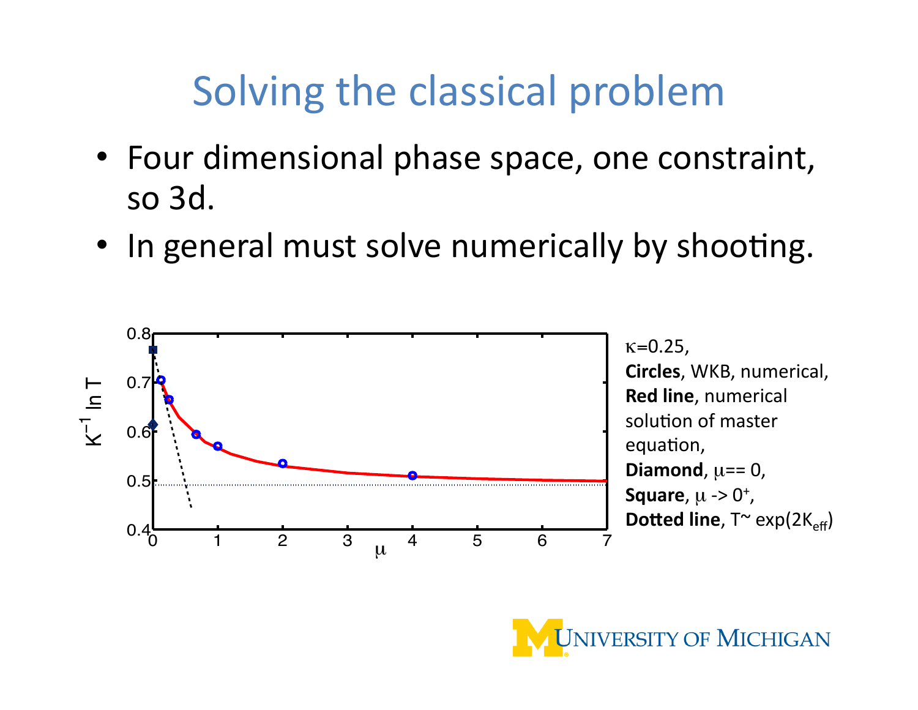# Solving the classical problem

- Four dimensional phase space, one constraint, so 3d.
- In general must solve numerically by shooting.

$\kappa$=0.25,
**Circles**, WKB, numerical,
**Red line**, numerical solution of master equation,
**Diamond**, $\mu$== 0,
**Square**, $\mu$ -> $0^+$,
**Dotted line**, T~ $\exp(2K_{eff})$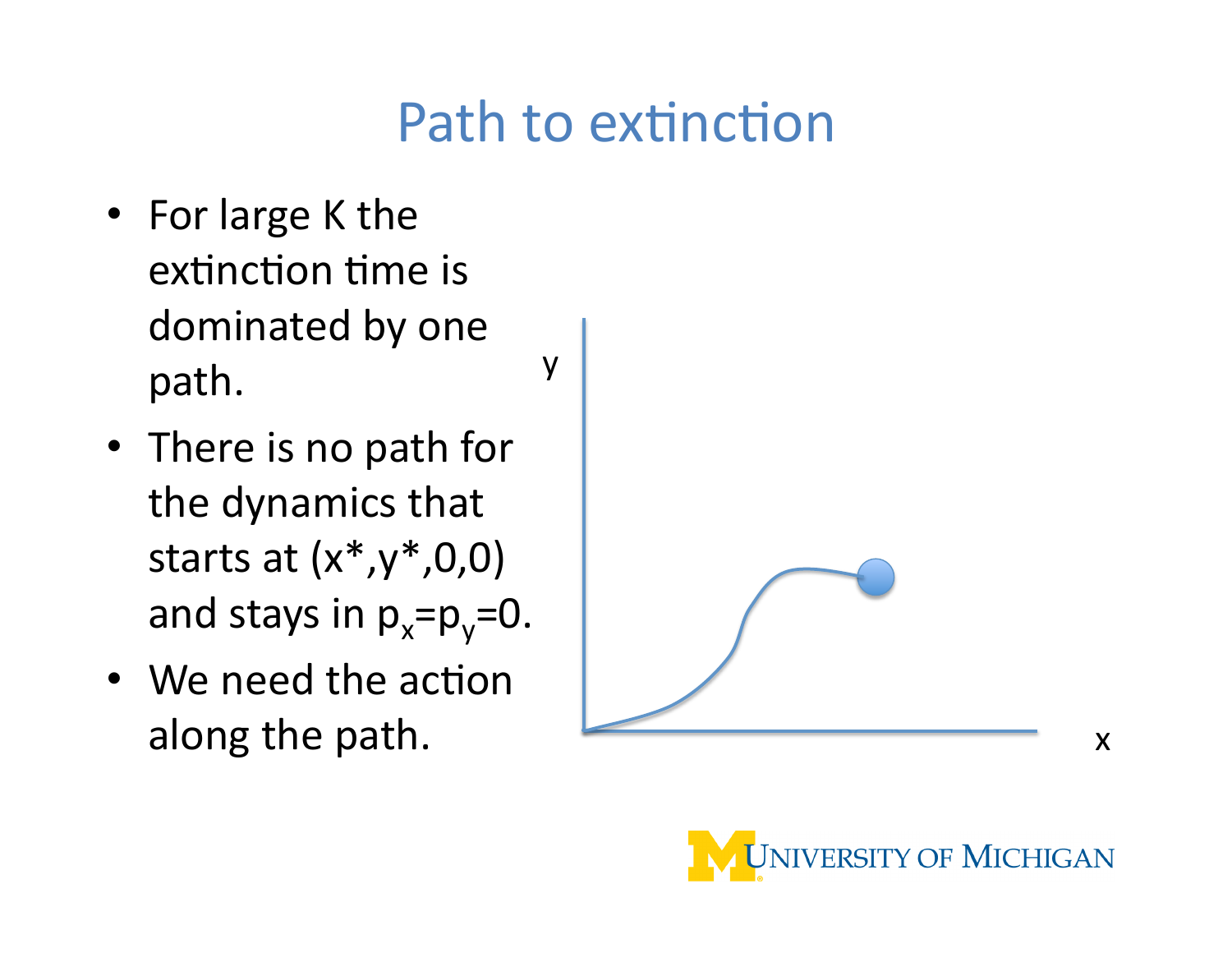# Path to extinction

- For large K the extinction time is dominated by one path.
- There is no path for the dynamics that starts at $(x^*,y^*,0,0)$ and stays in $p_x=p_y=0$.
- We need the action along the path.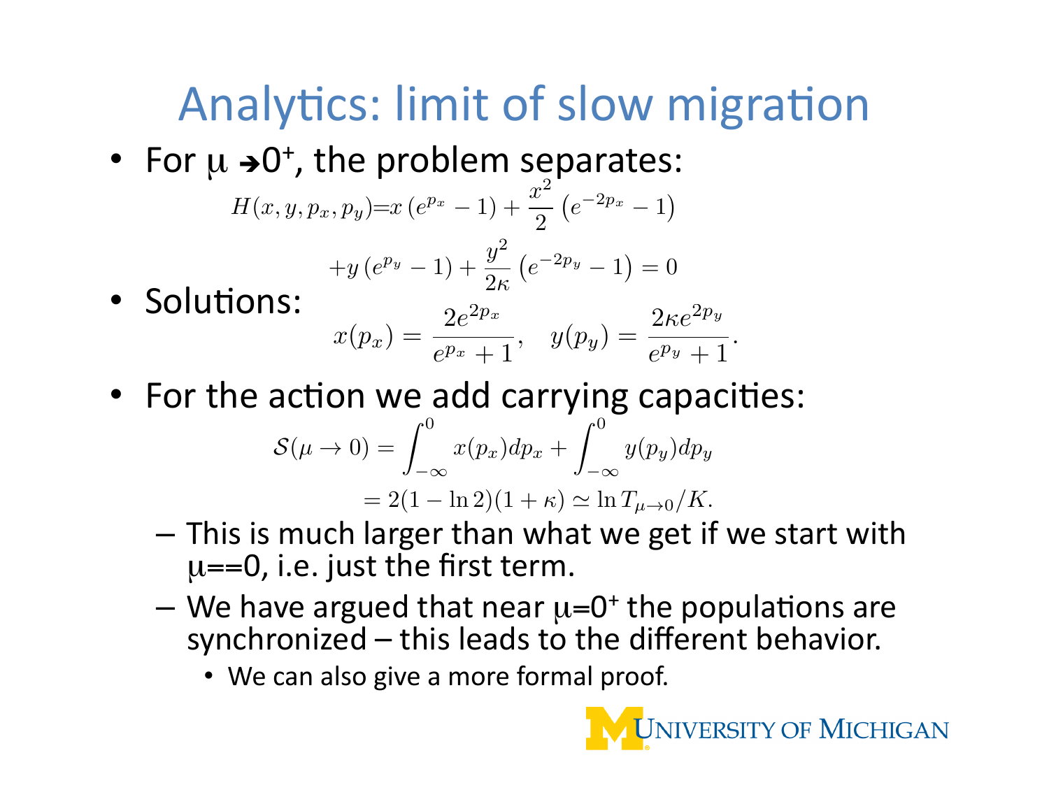# Analytics: limit of slow migration

- For $\mu \rightarrow 0^+$, the problem separates:

$$H(x, y, p_x, p_y) = x\left(e^{p_x} - 1\right) + \frac{x^2}{2}\left(e^{-2p_x} - 1\right)$$

$$+ y\left(e^{p_y} - 1\right) + \frac{y^2}{2\kappa}\left(e^{-2p_y} - 1\right) = 0$$

- Solutions:

$$x(p_x) = \frac{2e^{2p_x}}{e^{p_x} + 1}, \quad y(p_y) = \frac{2\kappa e^{2p_y}}{e^{p_y} + 1}.$$

- For the action we add carrying capacities:

$$\mathcal{S}(\mu \to 0) = \int_{-\infty}^{0} x(p_x)dp_x + \int_{-\infty}^{0} y(p_y)dp_y$$

$$= 2(1 - \ln 2)(1 + \kappa) \simeq \ln T_{\mu \to 0}/K.$$

  - This is much larger than what we get if we start with $\mu$==0, i.e. just the first term.
  - We have argued that near $\mu = 0^+$ the populations are synchronized – this leads to the different behavior.
    - We can also give a more formal proof.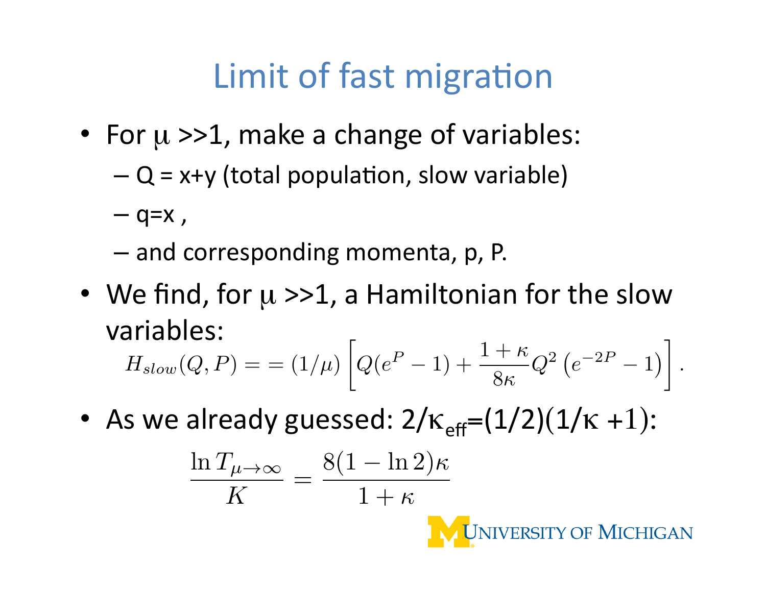# Limit of fast migration

- For $\mu$ >>1, make a change of variables:
  - Q = x+y (total population, slow variable)
  - q=x ,
  - and corresponding momenta, p, P.
- We find, for $\mu$ >>1, a Hamiltonian for the slow variables:

$$H_{slow}(Q,P) = = (1/\mu)\left[Q(e^P - 1) + \frac{1+\kappa}{8\kappa}Q^2\left(e^{-2P}-1\right)\right].$$

- As we already guessed: $2/\kappa_{\mathrm{eff}}=(1/2)(1/\kappa+1)$:

$$\frac{\ln T_{\mu\to\infty}}{K} = \frac{8(1-\ln 2)\kappa}{1+\kappa}$$

UNIVERSITY OF MICHIGAN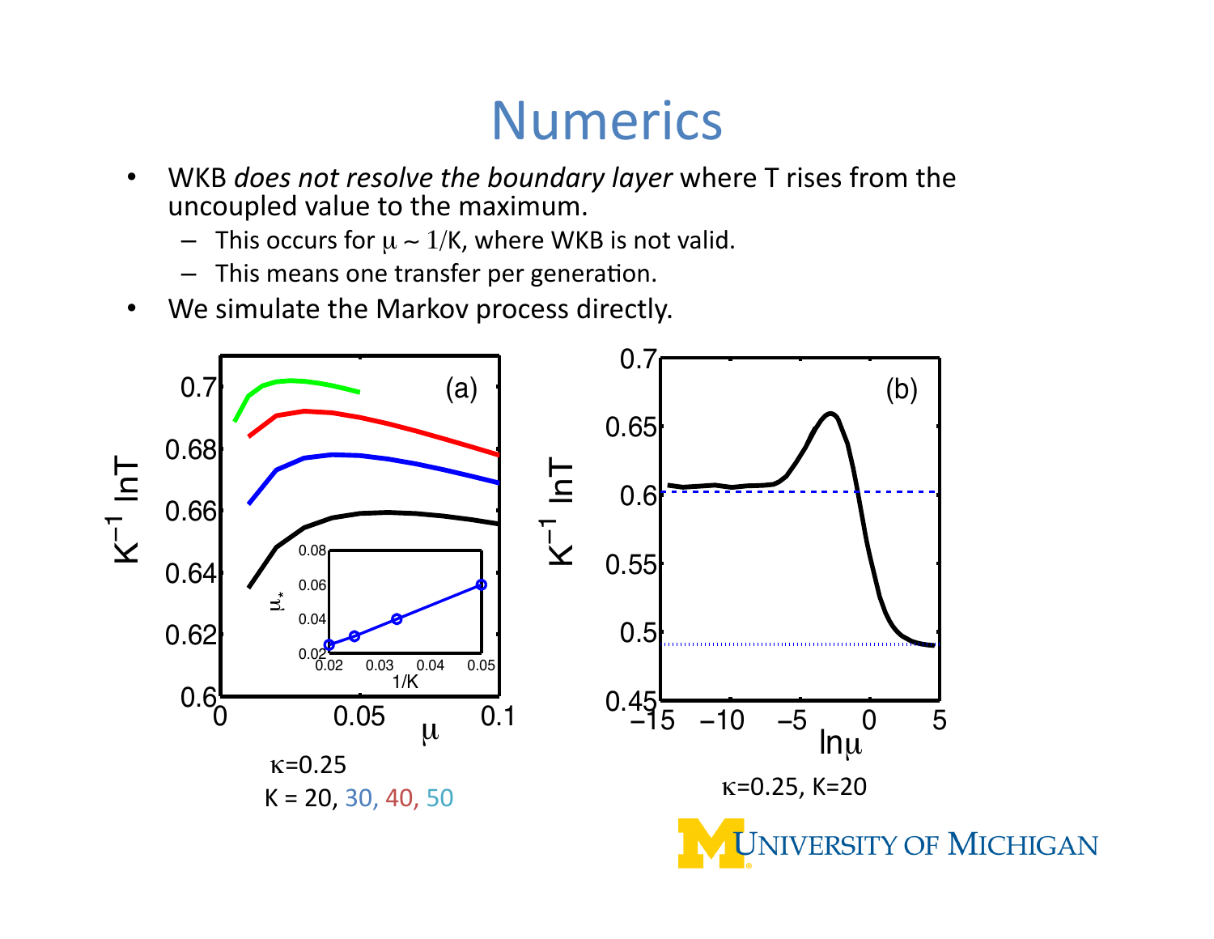# Numerics

- WKB *does not resolve the boundary layer* where T rises from the uncoupled value to the maximum.
  - This occurs for $\mu \sim 1/K$, where WKB is not valid.
  - This means one transfer per generation.
- We simulate the Markov process directly.

$\kappa$=0.25
K = 20, 30, 40, 50

$\kappa$=0.25, K=20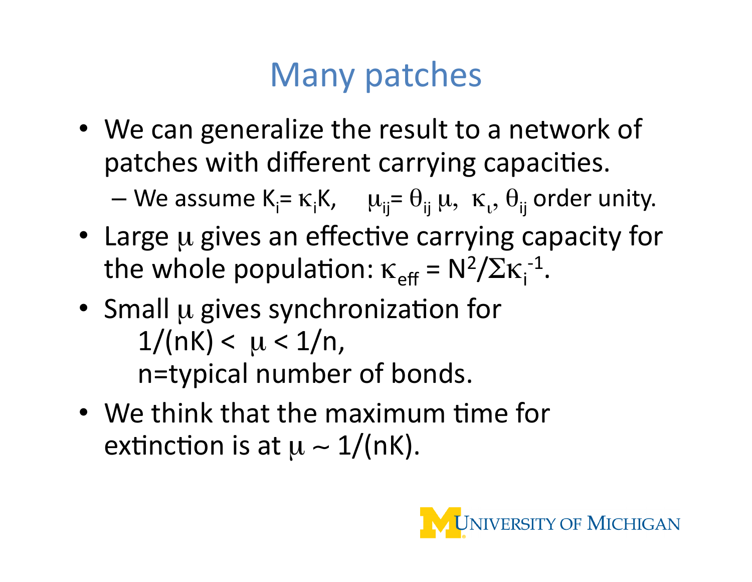# Many patches

- We can generalize the result to a network of patches with different carrying capacities.
  - We assume $K_i = \kappa_i K$, $\mu_{ij} = \theta_{ij}\,\mu$, $\kappa_\iota$, $\theta_{ij}$ order unity.
- Large $\mu$ gives an effective carrying capacity for the whole population: $\kappa_{eff} = N^2/\Sigma\kappa_i^{-1}$.
- Small $\mu$ gives synchronization for

  $1/(nK) < \mu < 1/n$,

  n=typical number of bonds.
- We think that the maximum time for extinction is at $\mu \sim 1/(nK)$.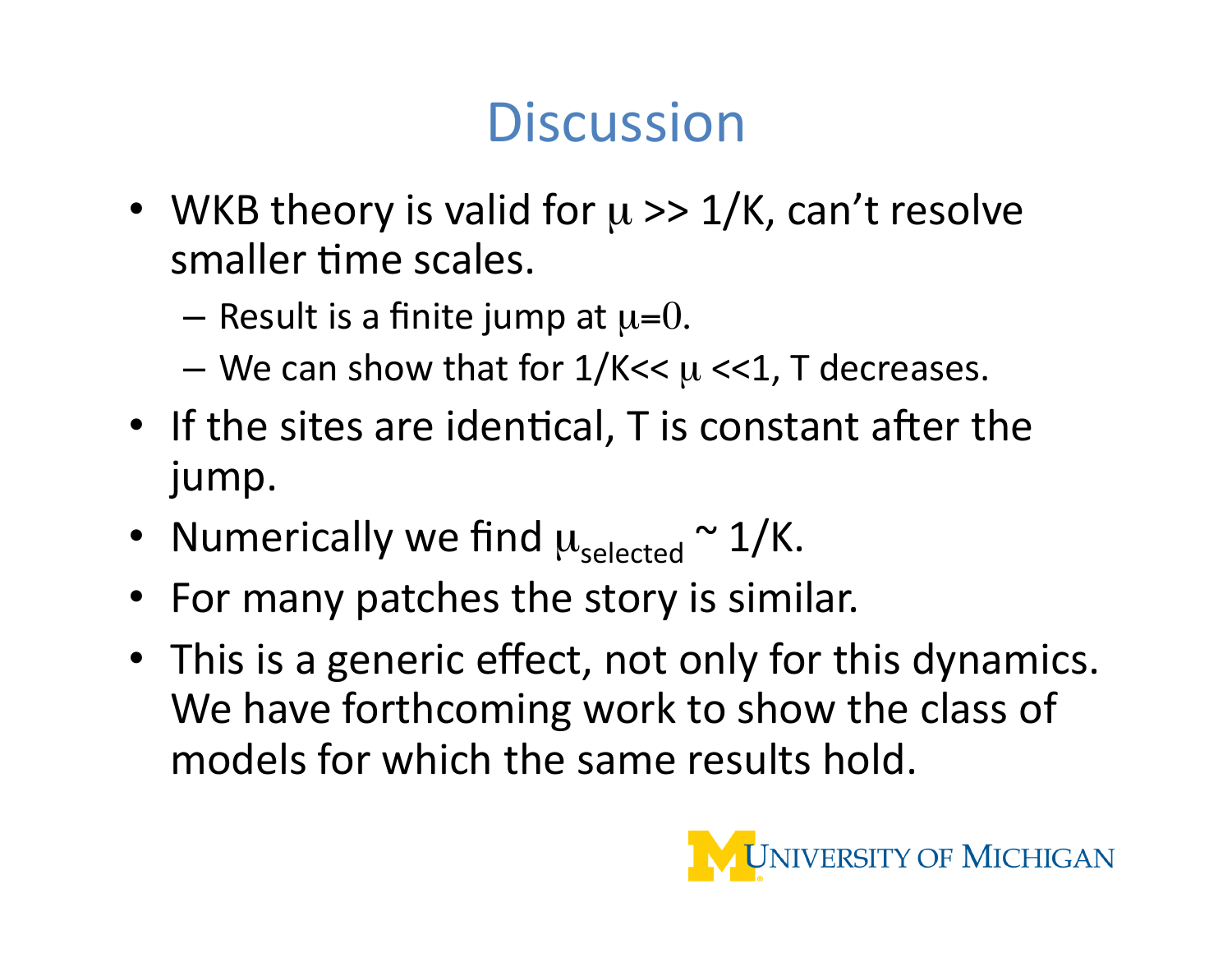# Discussion

- WKB theory is valid for $\mu >> 1/K$, can't resolve smaller time scales.
  - Result is a finite jump at $\mu=0$.
  - We can show that for $1/K << \mu << 1$, T decreases.
- If the sites are identical, T is constant after the jump.
- Numerically we find $\mu_{selected} \sim 1/K$.
- For many patches the story is similar.
- This is a generic effect, not only for this dynamics. We have forthcoming work to show the class of models for which the same results hold.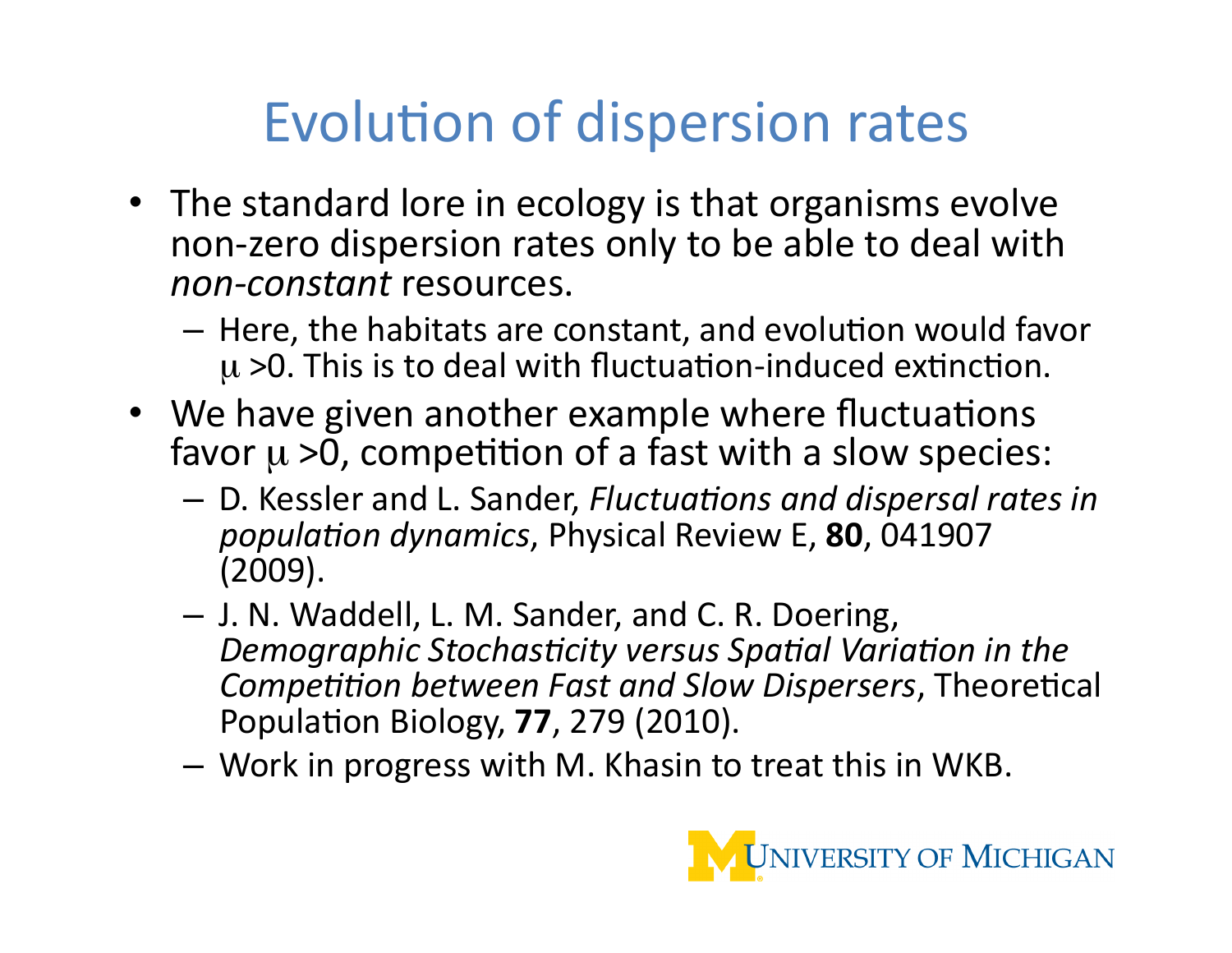# Evolution of dispersion rates

- The standard lore in ecology is that organisms evolve non-zero dispersion rates only to be able to deal with *non-constant* resources.
  - Here, the habitats are constant, and evolution would favor $\mu > 0$. This is to deal with fluctuation-induced extinction.
- We have given another example where fluctuations favor $\mu > 0$, competition of a fast with a slow species:
  - D. Kessler and L. Sander, *Fluctuations and dispersal rates in population dynamics*, Physical Review E, **80**, 041907 (2009).
  - J. N. Waddell, L. M. Sander, and C. R. Doering, *Demographic Stochasticity versus Spatial Variation in the Competition between Fast and Slow Dispersers*, Theoretical Population Biology, **77**, 279 (2010).
  - Work in progress with M. Khasin to treat this in WKB.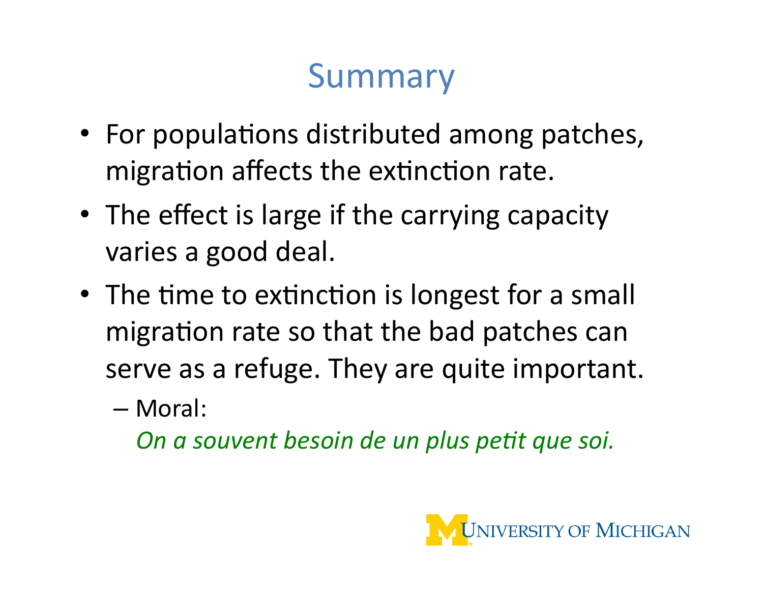# Summary

- For populations distributed among patches, migration affects the extinction rate.
- The effect is large if the carrying capacity varies a good deal.
- The time to extinction is longest for a small migration rate so that the bad patches can serve as a refuge. They are quite important.
  - Moral:
    *On a souvent besoin de un plus petit que soi.*